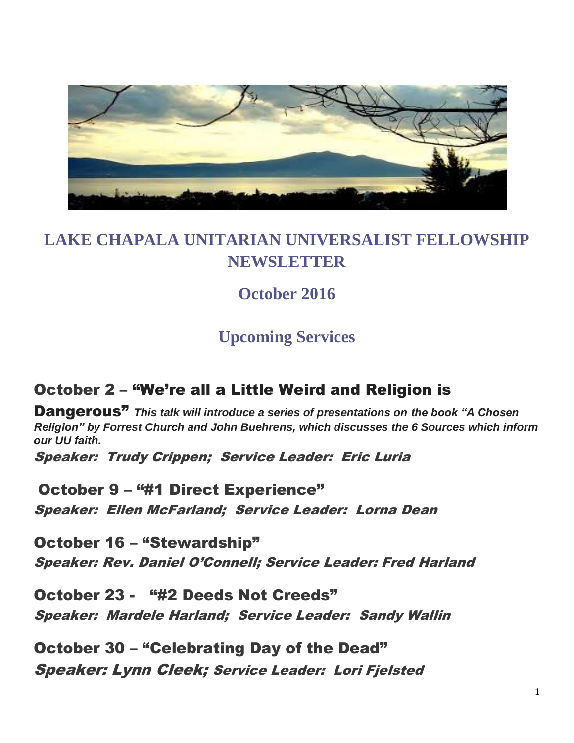# LAKE CHAPALA UNITARIAN UNIVERSALIST FELLOWSHIP NEWSLETTER

## October 2016

## Upcoming Services

### October 2 – "We're all a Little Weird and Religion is Dangerous"

***This talk will introduce a series of presentations on the book "A Chosen Religion" by Forrest Church and John Buehrens, which discusses the 6 Sources which inform our UU faith.***

*Speaker: Trudy Crippen; Service Leader: Eric Luria*

### October 9 – "#1 Direct Experience"

*Speaker: Ellen McFarland; Service Leader: Lorna Dean*

### October 16 – "Stewardship"

*Speaker: Rev. Daniel O'Connell; Service Leader: Fred Harland*

### October 23 - "#2 Deeds Not Creeds"

*Speaker: Mardele Harland; Service Leader: Sandy Wallin*

### October 30 – "Celebrating Day of the Dead"

*Speaker: Lynn Cleek; Service Leader: Lori Fjelsted*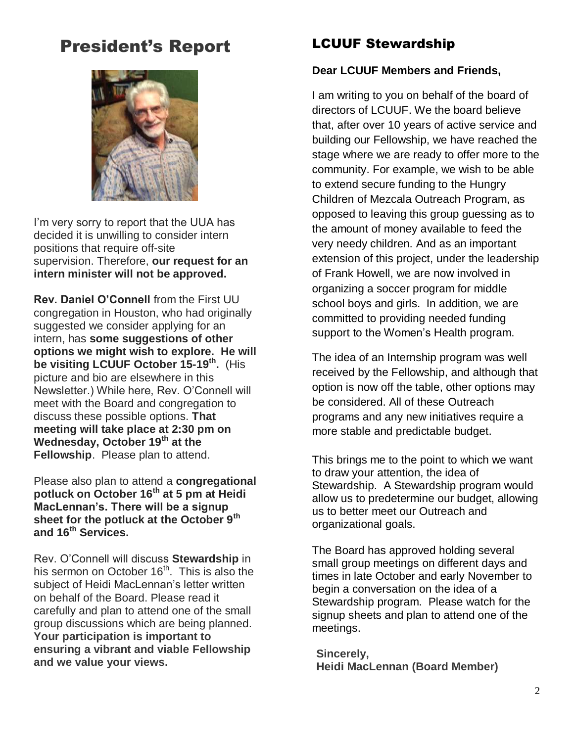# President's Report

I'm very sorry to report that the UUA has decided it is unwilling to consider intern positions that require off-site supervision. Therefore, **our request for an intern minister will not be approved.**

**Rev. Daniel O'Connell** from the First UU congregation in Houston, who had originally suggested we consider applying for an intern, has **some suggestions of other options we might wish to explore. He will be visiting LCUUF October 15-19th.** (His picture and bio are elsewhere in this Newsletter.) While here, Rev. O'Connell will meet with the Board and congregation to discuss these possible options. **That meeting will take place at 2:30 pm on Wednesday, October 19th at the Fellowship**. Please plan to attend.

Please also plan to attend a **congregational potluck on October 16th at 5 pm at Heidi MacLennan's. There will be a signup sheet for the potluck at the October 9th and 16th Services.**

Rev. O'Connell will discuss **Stewardship** in his sermon on October 16th. This is also the subject of Heidi MacLennan's letter written on behalf of the Board. Please read it carefully and plan to attend one of the small group discussions which are being planned. **Your participation is important to ensuring a vibrant and viable Fellowship and we value your views.**

## LCUUF Stewardship

**Dear LCUUF Members and Friends,**

I am writing to you on behalf of the board of directors of LCUUF. We the board believe that, after over 10 years of active service and building our Fellowship, we have reached the stage where we are ready to offer more to the community. For example, we wish to be able to extend secure funding to the Hungry Children of Mezcala Outreach Program, as opposed to leaving this group guessing as to the amount of money available to feed the very needy children. And as an important extension of this project, under the leadership of Frank Howell, we are now involved in organizing a soccer program for middle school boys and girls. In addition, we are committed to providing needed funding support to the Women's Health program.

The idea of an Internship program was well received by the Fellowship, and although that option is now off the table, other options may be considered. All of these Outreach programs and any new initiatives require a more stable and predictable budget.

This brings me to the point to which we want to draw your attention, the idea of Stewardship. A Stewardship program would allow us to predetermine our budget, allowing us to better meet our Outreach and organizational goals.

The Board has approved holding several small group meetings on different days and times in late October and early November to begin a conversation on the idea of a Stewardship program. Please watch for the signup sheets and plan to attend one of the meetings.

**Sincerely,**
**Heidi MacLennan (Board Member)**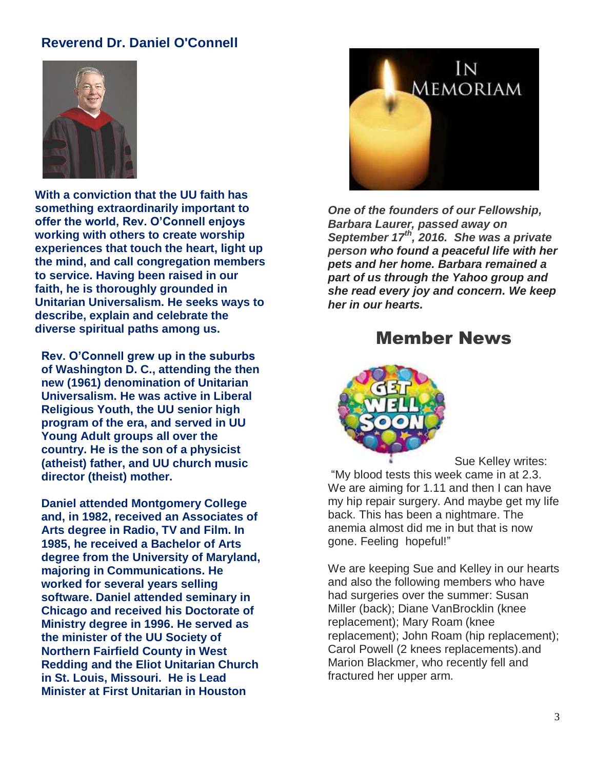## Reverend Dr. Daniel O'Connell

**With a conviction that the UU faith has something extraordinarily important to offer the world, Rev. O'Connell enjoys working with others to create worship experiences that touch the heart, light up the mind, and call congregation members to service. Having been raised in our faith, he is thoroughly grounded in Unitarian Universalism. He seeks ways to describe, explain and celebrate the diverse spiritual paths among us.**

**Rev. O'Connell grew up in the suburbs of Washington D. C., attending the then new (1961) denomination of Unitarian Universalism. He was active in Liberal Religious Youth, the UU senior high program of the era, and served in UU Young Adult groups all over the country. He is the son of a physicist (atheist) father, and UU church music director (theist) mother.**

**Daniel attended Montgomery College and, in 1982, received an Associates of Arts degree in Radio, TV and Film. In 1985, he received a Bachelor of Arts degree from the University of Maryland, majoring in Communications. He worked for several years selling software. Daniel attended seminary in Chicago and received his Doctorate of Ministry degree in 1996. He served as the minister of the UU Society of Northern Fairfield County in West Redding and the Eliot Unitarian Church in St. Louis, Missouri. He is Lead Minister at First Unitarian in Houston**

IN MEMORIAM

***One of the founders of our Fellowship, Barbara Laurer, passed away on September 17th, 2016. She was a private person who found a peaceful life with her pets and her home. Barbara remained a part of us through the Yahoo group and she read every joy and concern. We keep her in our hearts.***

## Member News

Sue Kelley writes:

"My blood tests this week came in at 2.3. We are aiming for 1.11 and then I can have my hip repair surgery. And maybe get my life back. This has been a nightmare. The anemia almost did me in but that is now gone. Feeling hopeful!"

We are keeping Sue and Kelley in our hearts and also the following members who have had surgeries over the summer: Susan Miller (back); Diane VanBrocklin (knee replacement); Mary Roam (knee replacement); John Roam (hip replacement); Carol Powell (2 knees replacements).and Marion Blackmer, who recently fell and fractured her upper arm.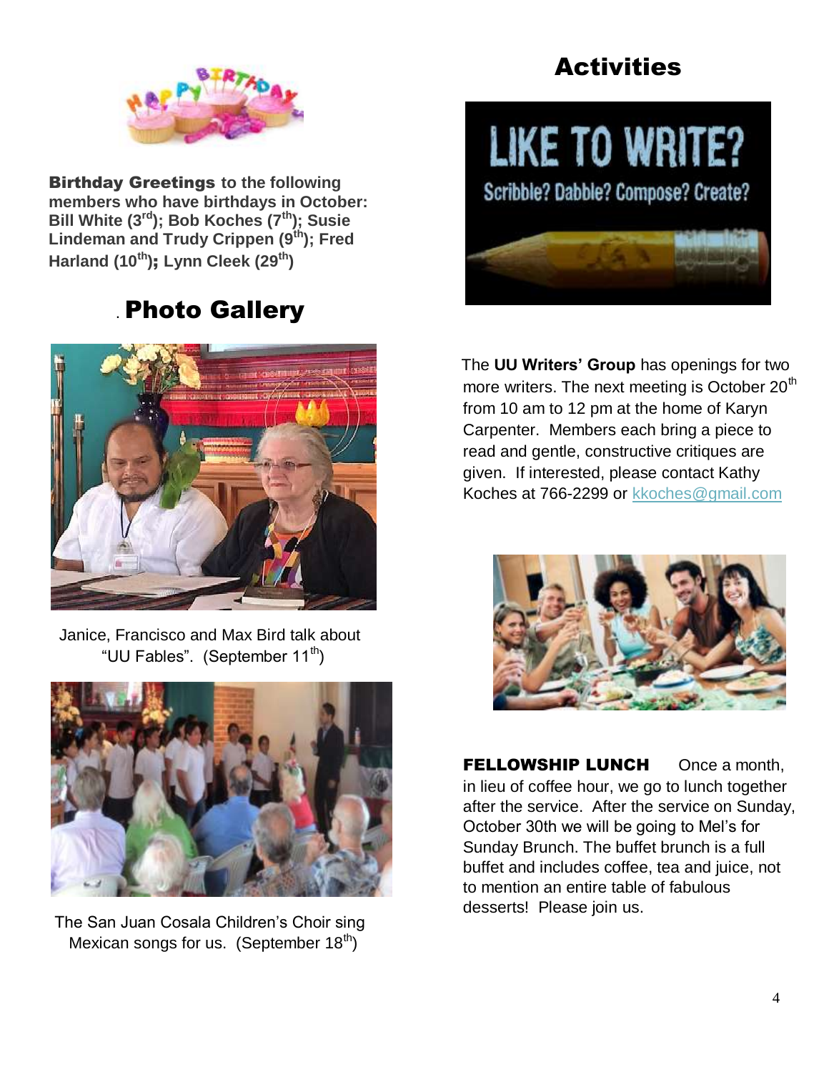**Birthday Greetings** to the following members who have birthdays in October: Bill White (3rd); Bob Koches (7th); Susie Lindeman and Trudy Crippen (9th); Fred Harland (10th); Lynn Cleek (29th)

## Photo Gallery

Janice, Francisco and Max Bird talk about "UU Fables". (September 11th)

The San Juan Cosala Children's Choir sing Mexican songs for us. (September 18th)

## Activities

LIKE TO WRITE?

Scribble? Dabble? Compose? Create?

The **UU Writers' Group** has openings for two more writers. The next meeting is October 20th from 10 am to 12 pm at the home of Karyn Carpenter. Members each bring a piece to read and gentle, constructive critiques are given. If interested, please contact Kathy Koches at 766-2299 or kkoches@gmail.com

**FELLOWSHIP LUNCH** Once a month, in lieu of coffee hour, we go to lunch together after the service. After the service on Sunday, October 30th we will be going to Mel's for Sunday Brunch. The buffet brunch is a full buffet and includes coffee, tea and juice, not to mention an entire table of fabulous desserts! Please join us.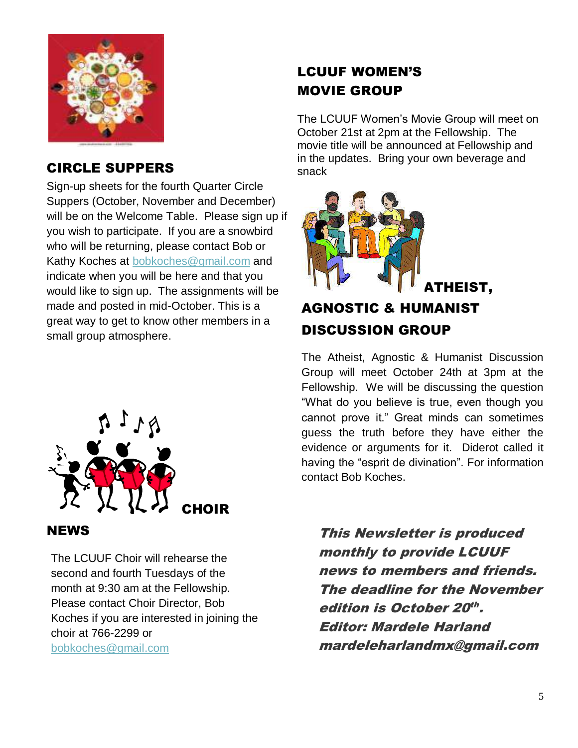## CIRCLE SUPPERS

Sign-up sheets for the fourth Quarter Circle Suppers (October, November and December) will be on the Welcome Table. Please sign up if you wish to participate. If you are a snowbird who will be returning, please contact Bob or Kathy Koches at bobkoches@gmail.com and indicate when you will be here and that you would like to sign up. The assignments will be made and posted in mid-October. This is a great way to get to know other members in a small group atmosphere.

## CHOIR NEWS

The LCUUF Choir will rehearse the second and fourth Tuesdays of the month at 9:30 am at the Fellowship. Please contact Choir Director, Bob Koches if you are interested in joining the choir at 766-2299 or bobkoches@gmail.com

## LCUUF WOMEN'S MOVIE GROUP

The LCUUF Women's Movie Group will meet on October 21st at 2pm at the Fellowship. The movie title will be announced at Fellowship and in the updates. Bring your own beverage and snack

## ATHEIST, AGNOSTIC & HUMANIST DISCUSSION GROUP

The Atheist, Agnostic & Humanist Discussion Group will meet October 24th at 3pm at the Fellowship. We will be discussing the question "What do you believe is true, even though you cannot prove it." Great minds can sometimes guess the truth before they have either the evidence or arguments for it. Diderot called it having the "esprit de divination". For information contact Bob Koches.

***This Newsletter is produced monthly to provide LCUUF news to members and friends. The deadline for the November edition is October 20th.***
***Editor: Mardele Harland***
***mardeleharlandmx@gmail.com***